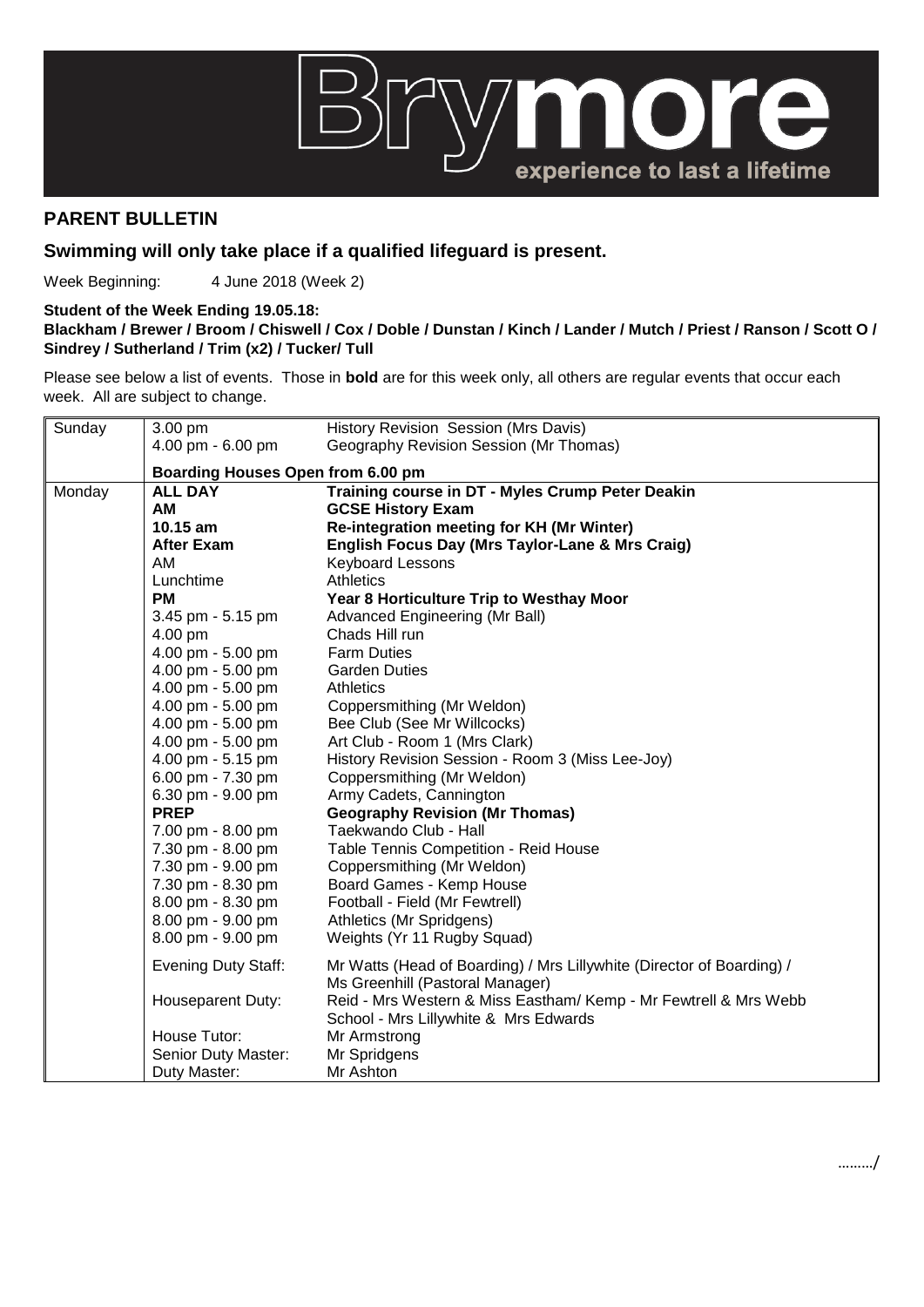# Brymore

experience to last a lifetime

## PARENT BULLETIN

### Swimming will only take place if a qualified lifeguard is present.

Week Beginning: 4 June 2018 (Week 2)

**Student of the Week Ending 19.05.18:**
**Blackham / Brewer / Broom / Chiswell / Cox / Doble / Dunstan / Kinch / Lander / Mutch / Priest / Ranson / Scott O / Sindrey / Sutherland / Trim (x2) / Tucker/ Tull**

Please see below a list of events. Those in **bold** are for this week only, all others are regular events that occur each week. All are subject to change.

| Day | Time | Event |
|---|---|---|
| Sunday | 3.00 pm | History Revision Session (Mrs Davis) |
| | 4.00 pm - 6.00 pm | Geography Revision Session (Mr Thomas) |
| | **Boarding Houses Open from 6.00 pm** | |
| Monday | **ALL DAY** | **Training course in DT - Myles Crump Peter Deakin** |
| | **AM** | **GCSE History Exam** |
| | **10.15 am** | **Re-integration meeting for KH (Mr Winter)** |
| | **After Exam** | **English Focus Day (Mrs Taylor-Lane & Mrs Craig)** |
| | AM | Keyboard Lessons |
| | Lunchtime | Athletics |
| | **PM** | **Year 8 Horticulture Trip to Westhay Moor** |
| | 3.45 pm - 5.15 pm | Advanced Engineering (Mr Ball) |
| | 4.00 pm | Chads Hill run |
| | 4.00 pm - 5.00 pm | Farm Duties |
| | 4.00 pm - 5.00 pm | Garden Duties |
| | 4.00 pm - 5.00 pm | Athletics |
| | 4.00 pm - 5.00 pm | Coppersmithing (Mr Weldon) |
| | 4.00 pm - 5.00 pm | Bee Club (See Mr Willcocks) |
| | 4.00 pm - 5.00 pm | Art Club - Room 1 (Mrs Clark) |
| | 4.00 pm - 5.15 pm | History Revision Session - Room 3 (Miss Lee-Joy) |
| | 6.00 pm - 7.30 pm | Coppersmithing (Mr Weldon) |
| | 6.30 pm - 9.00 pm | Army Cadets, Cannington |
| | **PREP** | **Geography Revision (Mr Thomas)** |
| | 7.00 pm - 8.00 pm | Taekwando Club - Hall |
| | 7.30 pm - 8.00 pm | Table Tennis Competition - Reid House |
| | 7.30 pm - 9.00 pm | Coppersmithing (Mr Weldon) |
| | 7.30 pm - 8.30 pm | Board Games - Kemp House |
| | 8.00 pm - 8.30 pm | Football - Field (Mr Fewtrell) |
| | 8.00 pm - 9.00 pm | Athletics (Mr Spridgens) |
| | 8.00 pm - 9.00 pm | Weights (Yr 11 Rugby Squad) |
| | Evening Duty Staff: | Mr Watts (Head of Boarding) / Mrs Lillywhite (Director of Boarding) / Ms Greenhill (Pastoral Manager) |
| | Houseparent Duty: | Reid - Mrs Western & Miss Eastham/ Kemp - Mr Fewtrell & Mrs Webb School - Mrs Lillywhite & Mrs Edwards |
| | House Tutor: | Mr Armstrong |
| | Senior Duty Master: | Mr Spridgens |
| | Duty Master: | Mr Ashton |

………/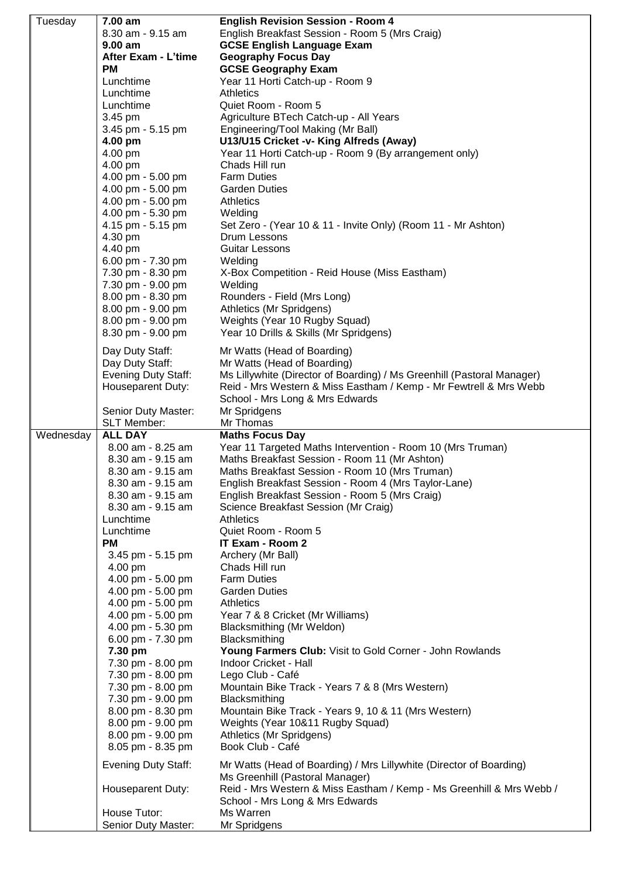| | | |
|---|---|---|
| Tuesday | **7.00 am** | **English Revision Session - Room 4** |
| | 8.30 am - 9.15 am | English Breakfast Session - Room 5 (Mrs Craig) |
| | **9.00 am** | **GCSE English Language Exam** |
| | **After Exam - L'time** | **Geography Focus Day** |
| | **PM** | **GCSE Geography Exam** |
| | Lunchtime | Year 11 Horti Catch-up - Room 9 |
| | Lunchtime | Athletics |
| | Lunchtime | Quiet Room - Room 5 |
| | 3.45 pm | Agriculture BTech Catch-up - All Years |
| | 3.45 pm - 5.15 pm | Engineering/Tool Making (Mr Ball) |
| | **4.00 pm** | **U13/U15 Cricket -v- King Alfreds (Away)** |
| | 4.00 pm | Year 11 Horti Catch-up - Room 9 (By arrangement only) |
| | 4.00 pm | Chads Hill run |
| | 4.00 pm - 5.00 pm | Farm Duties |
| | 4.00 pm - 5.00 pm | Garden Duties |
| | 4.00 pm - 5.00 pm | Athletics |
| | 4.00 pm - 5.30 pm | Welding |
| | 4.15 pm - 5.15 pm | Set Zero - (Year 10 & 11 - Invite Only) (Room 11 - Mr Ashton) |
| | 4.30 pm | Drum Lessons |
| | 4.40 pm | Guitar Lessons |
| | 6.00 pm - 7.30 pm | Welding |
| | 7.30 pm - 8.30 pm | X-Box Competition - Reid House (Miss Eastham) |
| | 7.30 pm - 9.00 pm | Welding |
| | 8.00 pm - 8.30 pm | Rounders - Field (Mrs Long) |
| | 8.00 pm - 9.00 pm | Athletics (Mr Spridgens) |
| | 8.00 pm - 9.00 pm | Weights (Year 10 Rugby Squad) |
| | 8.30 pm - 9.00 pm | Year 10 Drills & Skills (Mr Spridgens) |
| | Day Duty Staff: | Mr Watts (Head of Boarding) |
| | Day Duty Staff: | Mr Watts (Head of Boarding) |
| | Evening Duty Staff: | Ms Lillywhite (Director of Boarding) / Ms Greenhill (Pastoral Manager) |
| | Houseparent Duty: | Reid - Mrs Western & Miss Eastham / Kemp - Mr Fewtrell & Mrs Webb<br>School - Mrs Long & Mrs Edwards |
| | Senior Duty Master: | Mr Spridgens |
| | SLT Member: | Mr Thomas |
| Wednesday | **ALL DAY** | **Maths Focus Day** |
| | 8.00 am - 8.25 am | Year 11 Targeted Maths Intervention - Room 10 (Mrs Truman) |
| | 8.30 am - 9.15 am | Maths Breakfast Session - Room 11 (Mr Ashton) |
| | 8.30 am - 9.15 am | Maths Breakfast Session - Room 10 (Mrs Truman) |
| | 8.30 am - 9.15 am | English Breakfast Session - Room 4 (Mrs Taylor-Lane) |
| | 8.30 am - 9.15 am | English Breakfast Session - Room 5 (Mrs Craig) |
| | 8.30 am - 9.15 am | Science Breakfast Session (Mr Craig) |
| | Lunchtime | Athletics |
| | Lunchtime | Quiet Room - Room 5 |
| | **PM** | **IT Exam - Room 2** |
| | 3.45 pm - 5.15 pm | Archery (Mr Ball) |
| | 4.00 pm | Chads Hill run |
| | 4.00 pm - 5.00 pm | Farm Duties |
| | 4.00 pm - 5.00 pm | Garden Duties |
| | 4.00 pm - 5.00 pm | Athletics |
| | 4.00 pm - 5.00 pm | Year 7 & 8 Cricket (Mr Williams) |
| | 4.00 pm - 5.30 pm | Blacksmithing (Mr Weldon) |
| | 6.00 pm - 7.30 pm | Blacksmithing |
| | **7.30 pm** | **Young Farmers Club:** Visit to Gold Corner - John Rowlands |
| | 7.30 pm - 8.00 pm | Indoor Cricket - Hall |
| | 7.30 pm - 8.00 pm | Lego Club - Café |
| | 7.30 pm - 8.00 pm | Mountain Bike Track - Years 7 & 8 (Mrs Western) |
| | 7.30 pm - 9.00 pm | Blacksmithing |
| | 8.00 pm - 8.30 pm | Mountain Bike Track - Years 9, 10 & 11 (Mrs Western) |
| | 8.00 pm - 9.00 pm | Weights (Year 10&11 Rugby Squad) |
| | 8.00 pm - 9.00 pm | Athletics (Mr Spridgens) |
| | 8.05 pm - 8.35 pm | Book Club - Café |
| | Evening Duty Staff: | Mr Watts (Head of Boarding) / Mrs Lillywhite (Director of Boarding)<br>Ms Greenhill (Pastoral Manager) |
| | Houseparent Duty: | Reid - Mrs Western & Miss Eastham / Kemp - Ms Greenhill & Mrs Webb /<br>School - Mrs Long & Mrs Edwards |
| | House Tutor: | Ms Warren |
| | Senior Duty Master: | Mr Spridgens |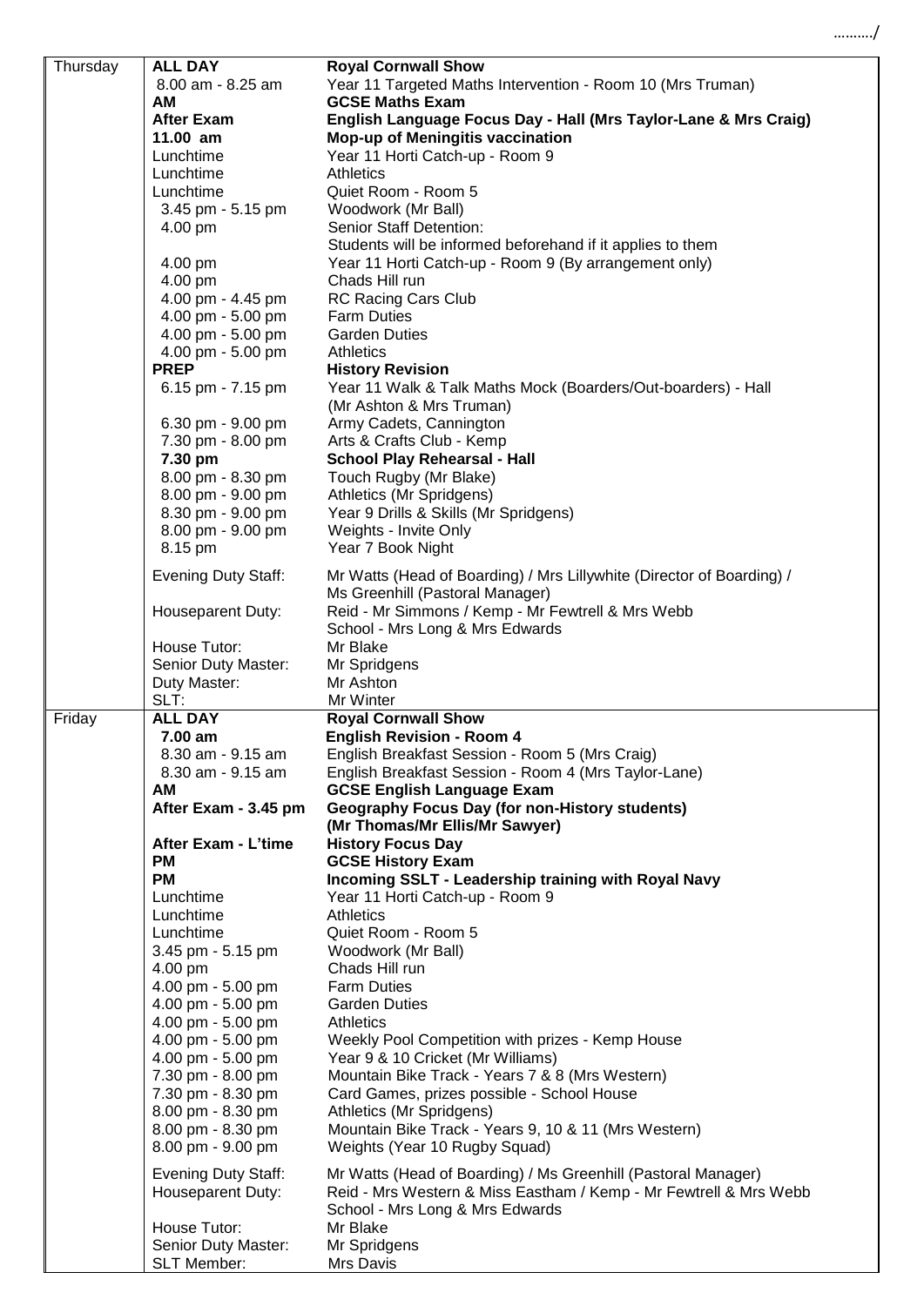| | | |
|---|---|---|
| Thursday | **ALL DAY** | **Royal Cornwall Show** |
| | 8.00 am - 8.25 am | Year 11 Targeted Maths Intervention - Room 10 (Mrs Truman) |
| | **AM** | **GCSE Maths Exam** |
| | **After Exam** | **English Language Focus Day - Hall (Mrs Taylor-Lane & Mrs Craig)** |
| | **11.00 am** | **Mop-up of Meningitis vaccination** |
| | Lunchtime | Year 11 Horti Catch-up - Room 9 |
| | Lunchtime | Athletics |
| | Lunchtime | Quiet Room - Room 5 |
| | 3.45 pm - 5.15 pm | Woodwork (Mr Ball) |
| | 4.00 pm | Senior Staff Detention: Students will be informed beforehand if it applies to them |
| | 4.00 pm | Year 11 Horti Catch-up - Room 9 (By arrangement only) |
| | 4.00 pm | Chads Hill run |
| | 4.00 pm - 4.45 pm | RC Racing Cars Club |
| | 4.00 pm - 5.00 pm | Farm Duties |
| | 4.00 pm - 5.00 pm | Garden Duties |
| | 4.00 pm - 5.00 pm | Athletics |
| | **PREP** | **History Revision** |
| | 6.15 pm - 7.15 pm | Year 11 Walk & Talk Maths Mock (Boarders/Out-boarders) - Hall (Mr Ashton & Mrs Truman) |
| | 6.30 pm - 9.00 pm | Army Cadets, Cannington |
| | 7.30 pm - 8.00 pm | Arts & Crafts Club - Kemp |
| | **7.30 pm** | **School Play Rehearsal - Hall** |
| | 8.00 pm - 8.30 pm | Touch Rugby (Mr Blake) |
| | 8.00 pm - 9.00 pm | Athletics (Mr Spridgens) |
| | 8.30 pm - 9.00 pm | Year 9 Drills & Skills (Mr Spridgens) |
| | 8.00 pm - 9.00 pm | Weights - Invite Only |
| | 8.15 pm | Year 7 Book Night |
| | Evening Duty Staff: | Mr Watts (Head of Boarding) / Mrs Lillywhite (Director of Boarding) / Ms Greenhill (Pastoral Manager) |
| | Houseparent Duty: | Reid - Mr Simmons / Kemp - Mr Fewtrell & Mrs Webb School - Mrs Long & Mrs Edwards |
| | House Tutor: | Mr Blake |
| | Senior Duty Master: | Mr Spridgens |
| | Duty Master: | Mr Ashton |
| | SLT: | Mr Winter |
| Friday | **ALL DAY** | **Royal Cornwall Show** |
| | **7.00 am** | **English Revision - Room 4** |
| | 8.30 am - 9.15 am | English Breakfast Session - Room 5 (Mrs Craig) |
| | 8.30 am - 9.15 am | English Breakfast Session - Room 4 (Mrs Taylor-Lane) |
| | **AM** | **GCSE English Language Exam** |
| | **After Exam - 3.45 pm** | **Geography Focus Day (for non-History students) (Mr Thomas/Mr Ellis/Mr Sawyer)** |
| | **After Exam - L'time** | **History Focus Day** |
| | **PM** | **GCSE History Exam** |
| | **PM** | **Incoming SSLT - Leadership training with Royal Navy** |
| | Lunchtime | Year 11 Horti Catch-up - Room 9 |
| | Lunchtime | Athletics |
| | Lunchtime | Quiet Room - Room 5 |
| | 3.45 pm - 5.15 pm | Woodwork (Mr Ball) |
| | 4.00 pm | Chads Hill run |
| | 4.00 pm - 5.00 pm | Farm Duties |
| | 4.00 pm - 5.00 pm | Garden Duties |
| | 4.00 pm - 5.00 pm | Athletics |
| | 4.00 pm - 5.00 pm | Weekly Pool Competition with prizes - Kemp House |
| | 4.00 pm - 5.00 pm | Year 9 & 10 Cricket (Mr Williams) |
| | 7.30 pm - 8.00 pm | Mountain Bike Track - Years 7 & 8 (Mrs Western) |
| | 7.30 pm - 8.30 pm | Card Games, prizes possible - School House |
| | 8.00 pm - 8.30 pm | Athletics (Mr Spridgens) |
| | 8.00 pm - 8.30 pm | Mountain Bike Track - Years 9, 10 & 11 (Mrs Western) |
| | 8.00 pm - 9.00 pm | Weights (Year 10 Rugby Squad) |
| | Evening Duty Staff: | Mr Watts (Head of Boarding) / Ms Greenhill (Pastoral Manager) |
| | Houseparent Duty: | Reid - Mrs Western & Miss Eastham / Kemp - Mr Fewtrell & Mrs Webb School - Mrs Long & Mrs Edwards |
| | House Tutor: | Mr Blake |
| | Senior Duty Master: | Mr Spridgens |
| | SLT Member: | Mrs Davis |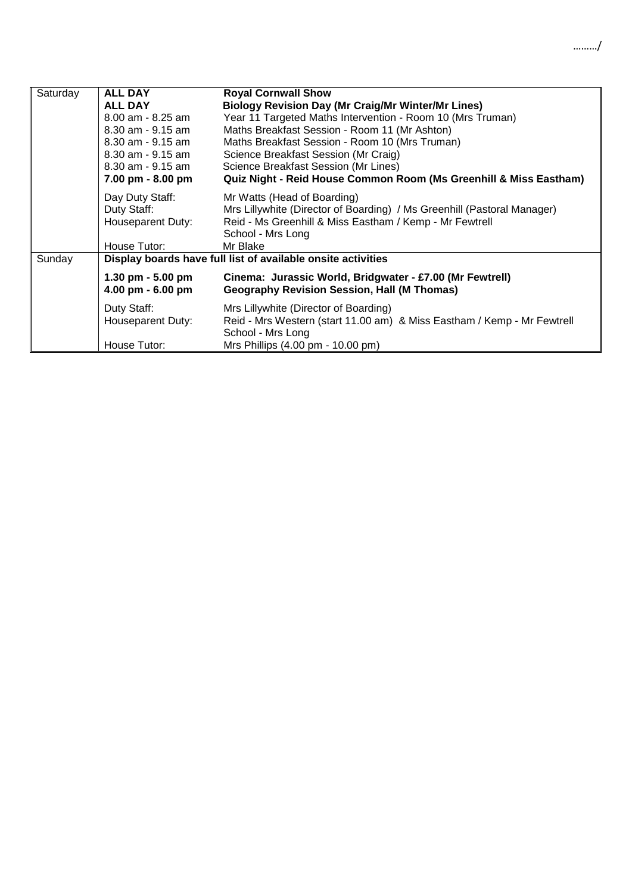| | | |
|---|---|---|
| Saturday | **ALL DAY** | **Royal Cornwall Show** |
| | **ALL DAY** | **Biology Revision Day (Mr Craig/Mr Winter/Mr Lines)** |
| | 8.00 am - 8.25 am | Year 11 Targeted Maths Intervention - Room 10 (Mrs Truman) |
| | 8.30 am - 9.15 am | Maths Breakfast Session - Room 11 (Mr Ashton) |
| | 8.30 am - 9.15 am | Maths Breakfast Session - Room 10 (Mrs Truman) |
| | 8.30 am - 9.15 am | Science Breakfast Session (Mr Craig) |
| | 8.30 am - 9.15 am | Science Breakfast Session (Mr Lines) |
| | **7.00 pm - 8.00 pm** | **Quiz Night - Reid House Common Room (Ms Greenhill & Miss Eastham)** |
| | Day Duty Staff: | Mr Watts (Head of Boarding) |
| | Duty Staff: | Mrs Lillywhite (Director of Boarding) / Ms Greenhill (Pastoral Manager) |
| | Houseparent Duty: | Reid - Ms Greenhill & Miss Eastham / Kemp - Mr Fewtrell<br>School - Mrs Long |
| | House Tutor: | Mr Blake |
| Sunday | **Display boards have full list of available onsite activities** | |
| | **1.30 pm - 5.00 pm** | **Cinema: Jurassic World, Bridgwater - £7.00 (Mr Fewtrell)** |
| | **4.00 pm - 6.00 pm** | **Geography Revision Session, Hall (M Thomas)** |
| | Duty Staff: | Mrs Lillywhite (Director of Boarding) |
| | Houseparent Duty: | Reid - Mrs Western (start 11.00 am) & Miss Eastham / Kemp - Mr Fewtrell<br>School - Mrs Long |
| | House Tutor: | Mrs Phillips (4.00 pm - 10.00 pm) |